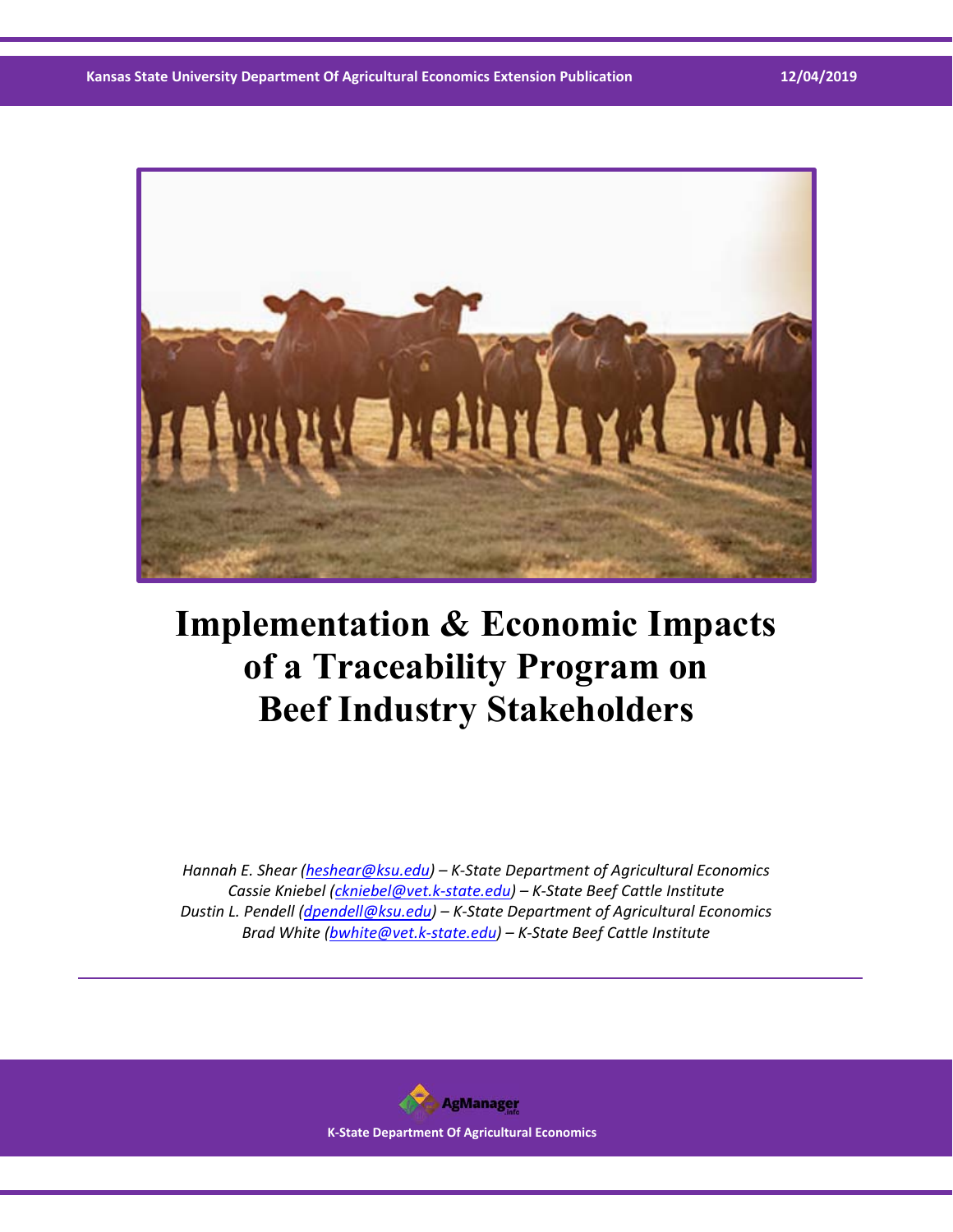# Implementation & Economic Impacts of a Traceability Program on Beef Industry Stakeholders

*Hannah E. Shear (heshear@ksu.edu) – K-State Department of Agricultural Economics*
*Cassie Kniebel (ckniebel@vet.k-state.edu) – K-State Beef Cattle Institute*
*Dustin L. Pendell (dpendell@ksu.edu) – K-State Department of Agricultural Economics*
*Brad White (bwhite@vet.k-state.edu) – K-State Beef Cattle Institute*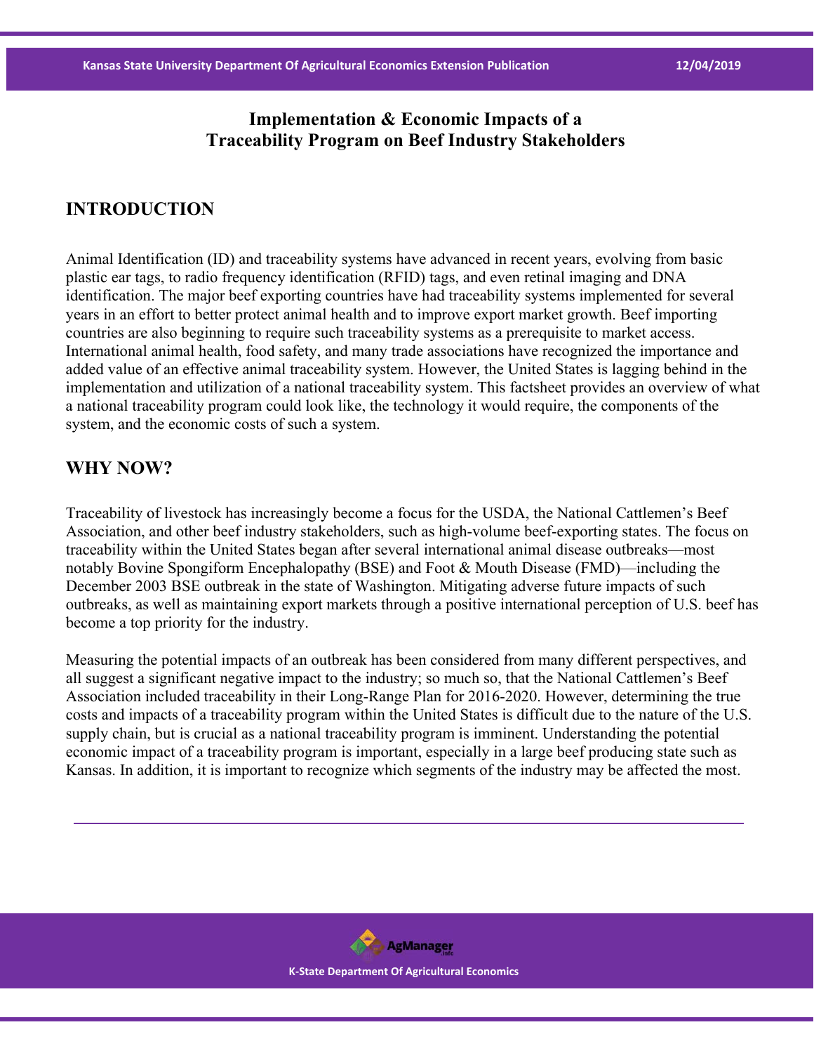# Implementation & Economic Impacts of a Traceability Program on Beef Industry Stakeholders

## INTRODUCTION

Animal Identification (ID) and traceability systems have advanced in recent years, evolving from basic plastic ear tags, to radio frequency identification (RFID) tags, and even retinal imaging and DNA identification. The major beef exporting countries have had traceability systems implemented for several years in an effort to better protect animal health and to improve export market growth. Beef importing countries are also beginning to require such traceability systems as a prerequisite to market access. International animal health, food safety, and many trade associations have recognized the importance and added value of an effective animal traceability system. However, the United States is lagging behind in the implementation and utilization of a national traceability system. This factsheet provides an overview of what a national traceability program could look like, the technology it would require, the components of the system, and the economic costs of such a system.

## WHY NOW?

Traceability of livestock has increasingly become a focus for the USDA, the National Cattlemen's Beef Association, and other beef industry stakeholders, such as high-volume beef-exporting states. The focus on traceability within the United States began after several international animal disease outbreaks—most notably Bovine Spongiform Encephalopathy (BSE) and Foot & Mouth Disease (FMD)—including the December 2003 BSE outbreak in the state of Washington. Mitigating adverse future impacts of such outbreaks, as well as maintaining export markets through a positive international perception of U.S. beef has become a top priority for the industry.

Measuring the potential impacts of an outbreak has been considered from many different perspectives, and all suggest a significant negative impact to the industry; so much so, that the National Cattlemen's Beef Association included traceability in their Long-Range Plan for 2016-2020. However, determining the true costs and impacts of a traceability program within the United States is difficult due to the nature of the U.S. supply chain, but is crucial as a national traceability program is imminent. Understanding the potential economic impact of a traceability program is important, especially in a large beef producing state such as Kansas. In addition, it is important to recognize which segments of the industry may be affected the most.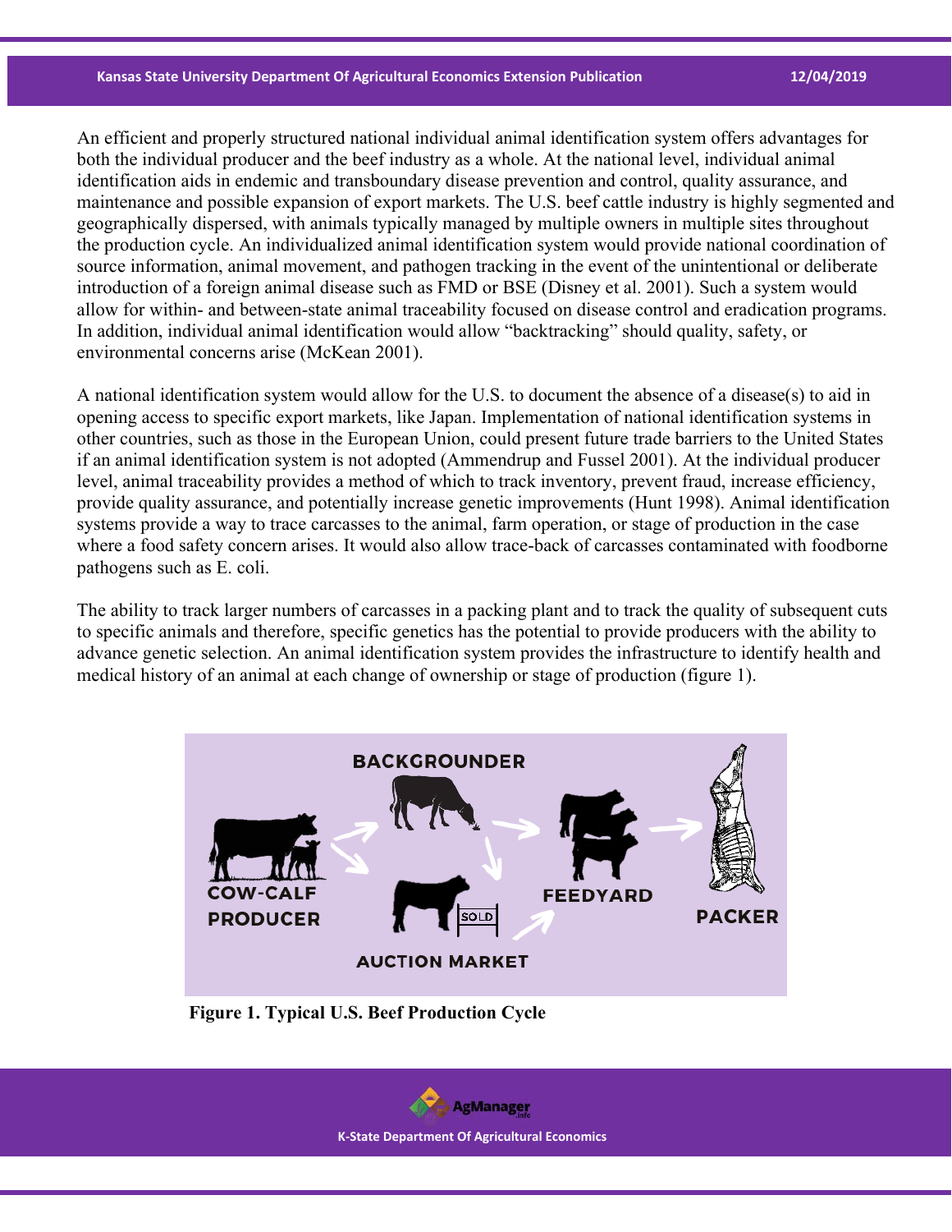An efficient and properly structured national individual animal identification system offers advantages for both the individual producer and the beef industry as a whole. At the national level, individual animal identification aids in endemic and transboundary disease prevention and control, quality assurance, and maintenance and possible expansion of export markets. The U.S. beef cattle industry is highly segmented and geographically dispersed, with animals typically managed by multiple owners in multiple sites throughout the production cycle. An individualized animal identification system would provide national coordination of source information, animal movement, and pathogen tracking in the event of the unintentional or deliberate introduction of a foreign animal disease such as FMD or BSE (Disney et al. 2001). Such a system would allow for within- and between-state animal traceability focused on disease control and eradication programs. In addition, individual animal identification would allow "backtracking" should quality, safety, or environmental concerns arise (McKean 2001).

A national identification system would allow for the U.S. to document the absence of a disease(s) to aid in opening access to specific export markets, like Japan. Implementation of national identification systems in other countries, such as those in the European Union, could present future trade barriers to the United States if an animal identification system is not adopted (Ammendrup and Fussel 2001). At the individual producer level, animal traceability provides a method of which to track inventory, prevent fraud, increase efficiency, provide quality assurance, and potentially increase genetic improvements (Hunt 1998). Animal identification systems provide a way to trace carcasses to the animal, farm operation, or stage of production in the case where a food safety concern arises. It would also allow trace-back of carcasses contaminated with foodborne pathogens such as E. coli.

The ability to track larger numbers of carcasses in a packing plant and to track the quality of subsequent cuts to specific animals and therefore, specific genetics has the potential to provide producers with the ability to advance genetic selection. An animal identification system provides the infrastructure to identify health and medical history of an animal at each change of ownership or stage of production (figure 1).

**Figure 1. Typical U.S. Beef Production Cycle**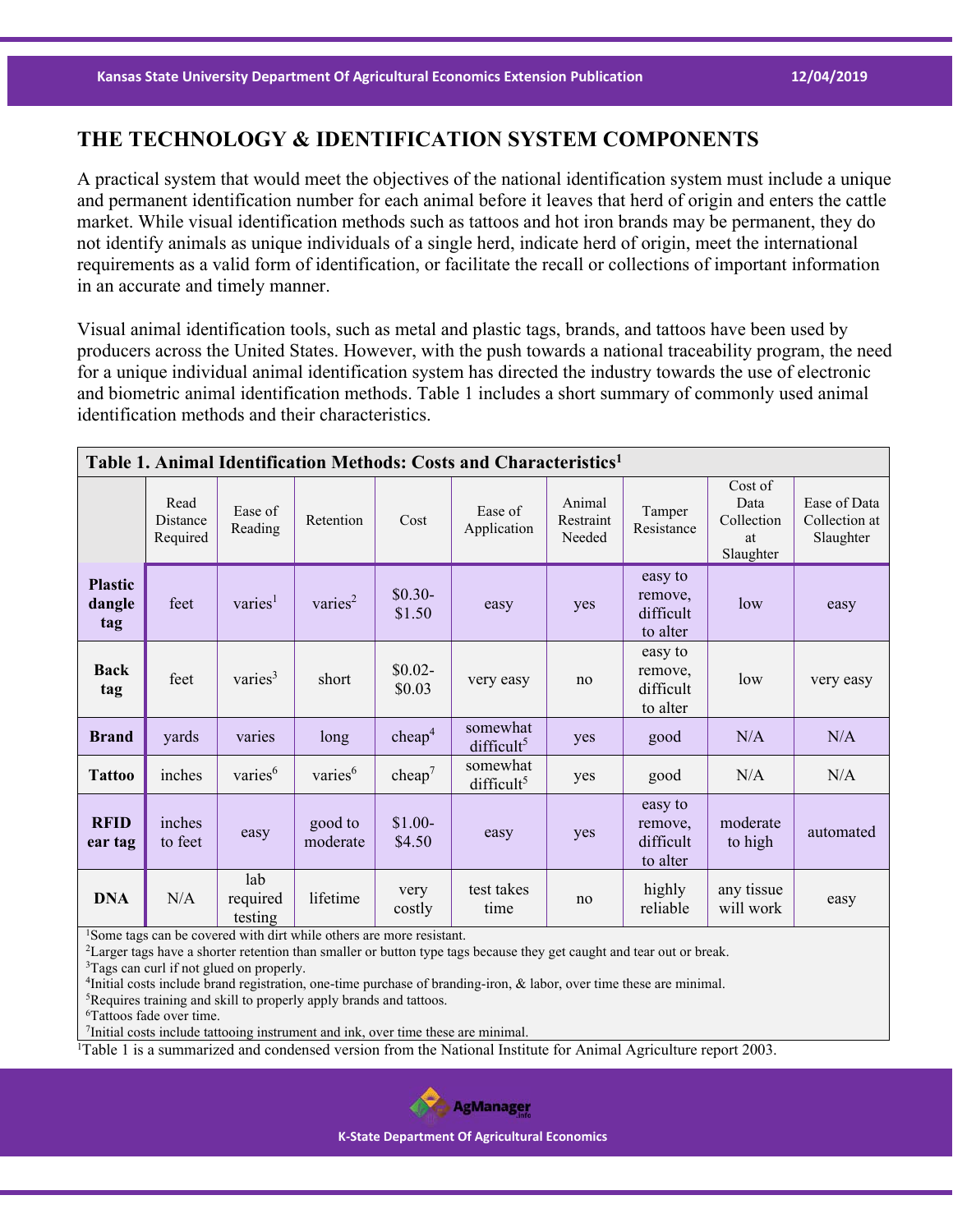## THE TECHNOLOGY & IDENTIFICATION SYSTEM COMPONENTS

A practical system that would meet the objectives of the national identification system must include a unique and permanent identification number for each animal before it leaves that herd of origin and enters the cattle market. While visual identification methods such as tattoos and hot iron brands may be permanent, they do not identify animals as unique individuals of a single herd, indicate herd of origin, meet the international requirements as a valid form of identification, or facilitate the recall or collections of important information in an accurate and timely manner.

Visual animal identification tools, such as metal and plastic tags, brands, and tattoos have been used by producers across the United States. However, with the push towards a national traceability program, the need for a unique individual animal identification system has directed the industry towards the use of electronic and biometric animal identification methods. Table 1 includes a short summary of commonly used animal identification methods and their characteristics.

**Table 1. Animal Identification Methods: Costs and Characteristics[1]**

| | Read Distance Required | Ease of Reading | Retention | Cost | Ease of Application | Animal Restraint Needed | Tamper Resistance | Cost of Data Collection at Slaughter | Ease of Data Collection at Slaughter |
|---|---|---|---|---|---|---|---|---|---|
| **Plastic dangle tag** | feet | varies[1] | varies[2] | $0.30-$1.50 | easy | yes | easy to remove, difficult to alter | low | easy |
| **Back tag** | feet | varies[3] | short | $0.02-$0.03 | very easy | no | easy to remove, difficult to alter | low | very easy |
| **Brand** | yards | varies | long | cheap[4] | somewhat difficult[5] | yes | good | N/A | N/A |
| **Tattoo** | inches | varies[6] | varies[6] | cheap[7] | somewhat difficult[5] | yes | good | N/A | N/A |
| **RFID ear tag** | inches to feet | easy | good to moderate | $1.00-$4.50 | easy | yes | easy to remove, difficult to alter | moderate to high | automated |
| **DNA** | N/A | lab required testing | lifetime | very costly | test takes time | no | highly reliable | any tissue will work | easy |

[1]Some tags can be covered with dirt while others are more resistant.
[2]Larger tags have a shorter retention than smaller or button type tags because they get caught and tear out or break.
[3]Tags can curl if not glued on properly.
[4]Initial costs include brand registration, one-time purchase of branding-iron, & labor, over time these are minimal.
[5]Requires training and skill to properly apply brands and tattoos.
[6]Tattoos fade over time.
[7]Initial costs include tattooing instrument and ink, over time these are minimal.

[1]Table 1 is a summarized and condensed version from the National Institute for Animal Agriculture report 2003.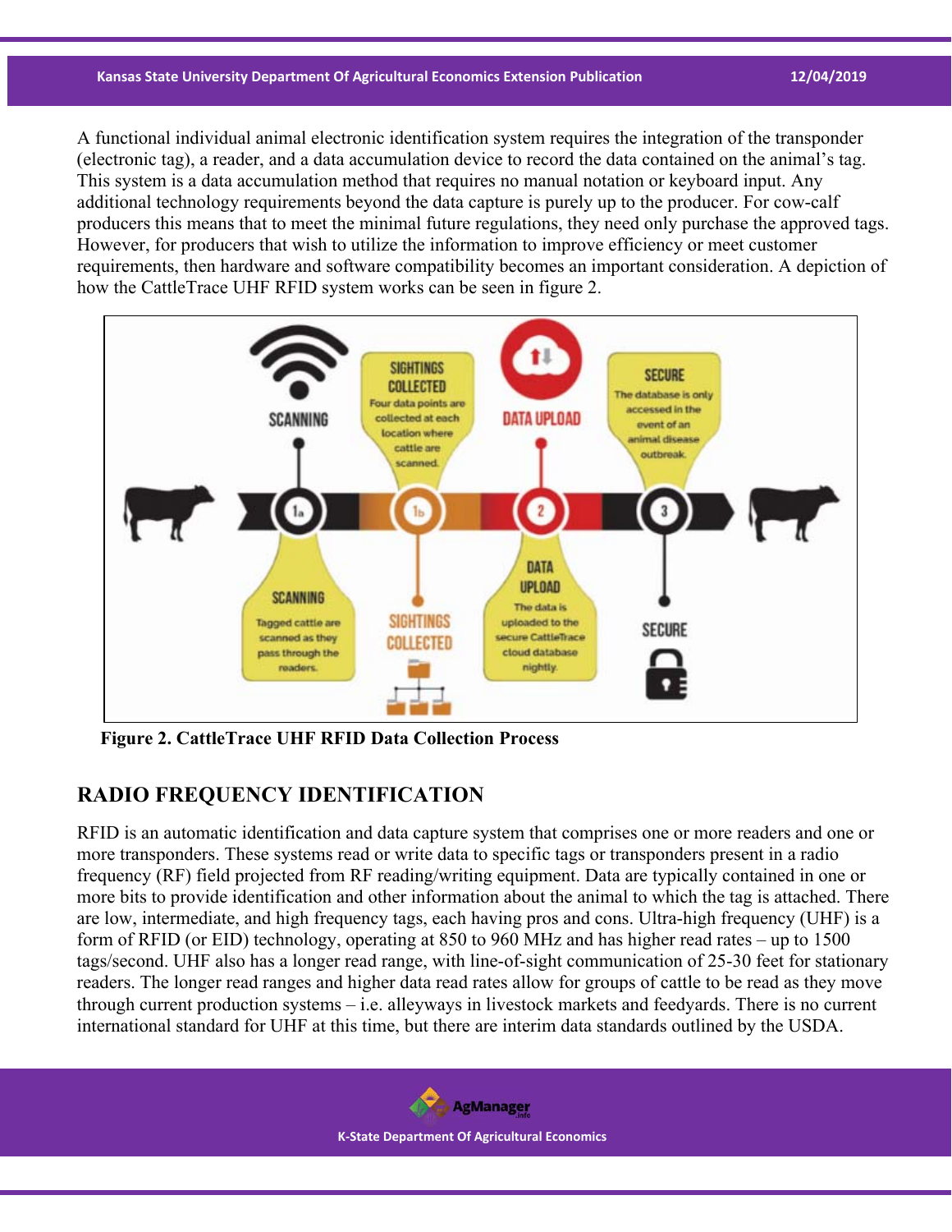A functional individual animal electronic identification system requires the integration of the transponder (electronic tag), a reader, and a data accumulation device to record the data contained on the animal's tag. This system is a data accumulation method that requires no manual notation or keyboard input. Any additional technology requirements beyond the data capture is purely up to the producer. For cow-calf producers this means that to meet the minimal future regulations, they need only purchase the approved tags. However, for producers that wish to utilize the information to improve efficiency or meet customer requirements, then hardware and software compatibility becomes an important consideration. A depiction of how the CattleTrace UHF RFID system works can be seen in figure 2.

**Figure 2. CattleTrace UHF RFID Data Collection Process**

## RADIO FREQUENCY IDENTIFICATION

RFID is an automatic identification and data capture system that comprises one or more readers and one or more transponders. These systems read or write data to specific tags or transponders present in a radio frequency (RF) field projected from RF reading/writing equipment. Data are typically contained in one or more bits to provide identification and other information about the animal to which the tag is attached. There are low, intermediate, and high frequency tags, each having pros and cons. Ultra-high frequency (UHF) is a form of RFID (or EID) technology, operating at 850 to 960 MHz and has higher read rates – up to 1500 tags/second. UHF also has a longer read range, with line-of-sight communication of 25-30 feet for stationary readers. The longer read ranges and higher data read rates allow for groups of cattle to be read as they move through current production systems – i.e. alleyways in livestock markets and feedyards. There is no current international standard for UHF at this time, but there are interim data standards outlined by the USDA.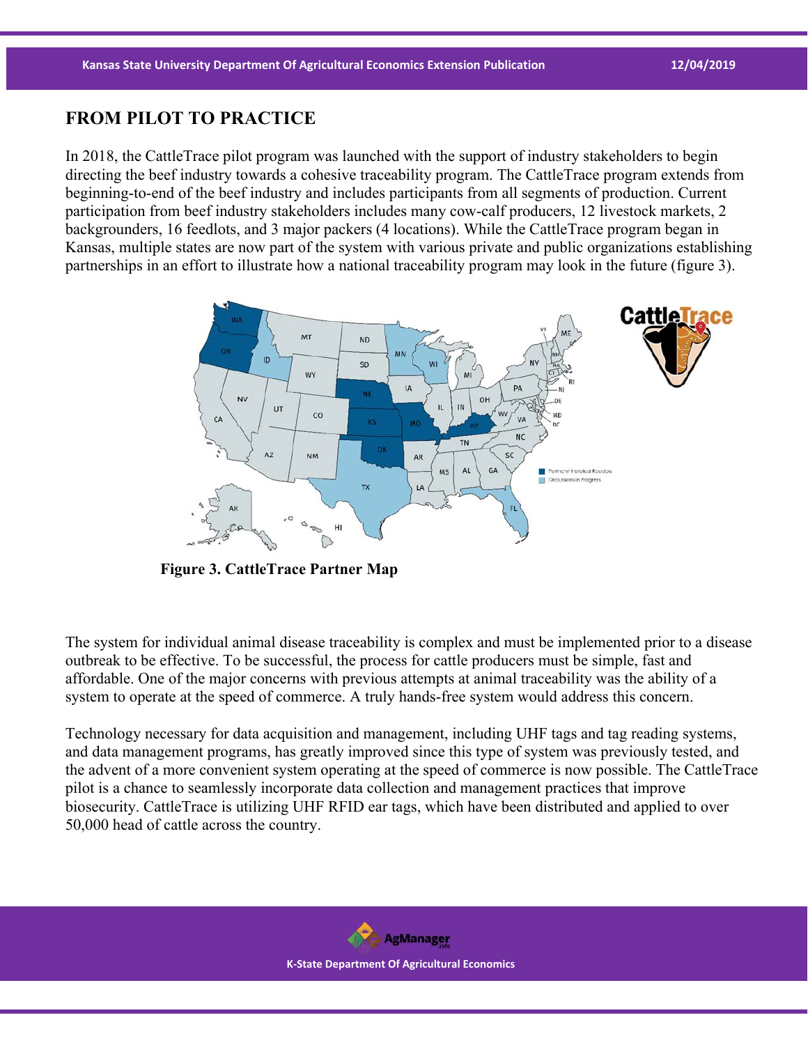## FROM PILOT TO PRACTICE

In 2018, the CattleTrace pilot program was launched with the support of industry stakeholders to begin directing the beef industry towards a cohesive traceability program. The CattleTrace program extends from beginning-to-end of the beef industry and includes participants from all segments of production. Current participation from beef industry stakeholders includes many cow-calf producers, 12 livestock markets, 2 backgrounders, 16 feedlots, and 3 major packers (4 locations). While the CattleTrace program began in Kansas, multiple states are now part of the system with various private and public organizations establishing partnerships in an effort to illustrate how a national traceability program may look in the future (figure 3).

**Figure 3. CattleTrace Partner Map**

The system for individual animal disease traceability is complex and must be implemented prior to a disease outbreak to be effective. To be successful, the process for cattle producers must be simple, fast and affordable. One of the major concerns with previous attempts at animal traceability was the ability of a system to operate at the speed of commerce. A truly hands-free system would address this concern.

Technology necessary for data acquisition and management, including UHF tags and tag reading systems, and data management programs, has greatly improved since this type of system was previously tested, and the advent of a more convenient system operating at the speed of commerce is now possible. The CattleTrace pilot is a chance to seamlessly incorporate data collection and management practices that improve biosecurity. CattleTrace is utilizing UHF RFID ear tags, which have been distributed and applied to over 50,000 head of cattle across the country.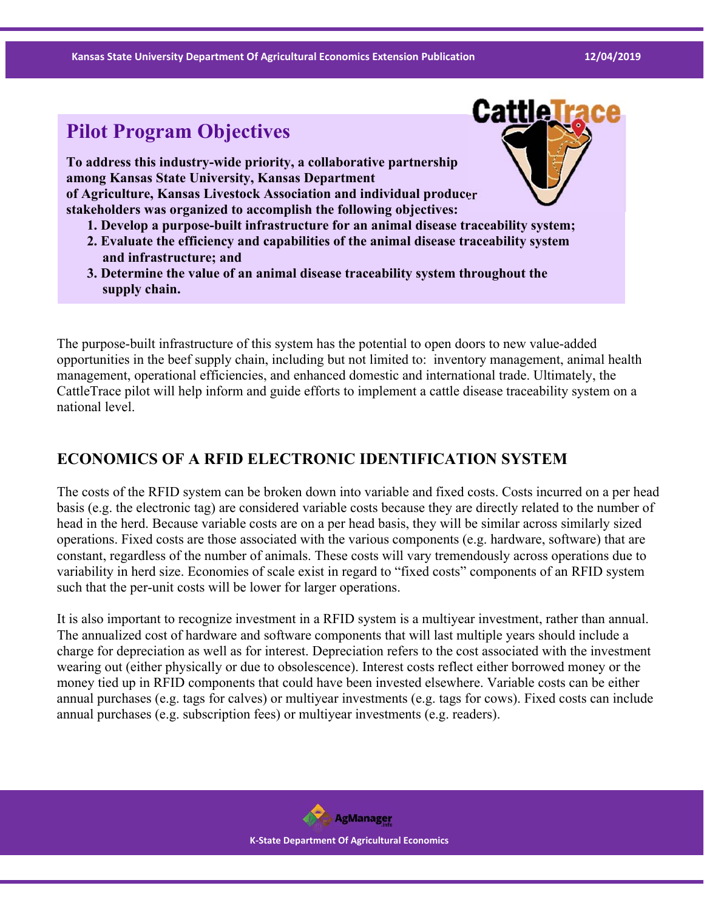## Pilot Program Objectives

**To address this industry-wide priority, a collaborative partnership among Kansas State University, Kansas Department of Agriculture, Kansas Livestock Association and individual producer stakeholders was organized to accomplish the following objectives:**

1. **Develop a purpose-built infrastructure for an animal disease traceability system;**
2. **Evaluate the efficiency and capabilities of the animal disease traceability system and infrastructure; and**
3. **Determine the value of an animal disease traceability system throughout the supply chain.**

The purpose-built infrastructure of this system has the potential to open doors to new value-added opportunities in the beef supply chain, including but not limited to: inventory management, animal health management, operational efficiencies, and enhanced domestic and international trade. Ultimately, the CattleTrace pilot will help inform and guide efforts to implement a cattle disease traceability system on a national level.

## ECONOMICS OF A RFID ELECTRONIC IDENTIFICATION SYSTEM

The costs of the RFID system can be broken down into variable and fixed costs. Costs incurred on a per head basis (e.g. the electronic tag) are considered variable costs because they are directly related to the number of head in the herd. Because variable costs are on a per head basis, they will be similar across similarly sized operations. Fixed costs are those associated with the various components (e.g. hardware, software) that are constant, regardless of the number of animals. These costs will vary tremendously across operations due to variability in herd size. Economies of scale exist in regard to "fixed costs" components of an RFID system such that the per-unit costs will be lower for larger operations.

It is also important to recognize investment in a RFID system is a multiyear investment, rather than annual. The annualized cost of hardware and software components that will last multiple years should include a charge for depreciation as well as for interest. Depreciation refers to the cost associated with the investment wearing out (either physically or due to obsolescence). Interest costs reflect either borrowed money or the money tied up in RFID components that could have been invested elsewhere. Variable costs can be either annual purchases (e.g. tags for calves) or multiyear investments (e.g. tags for cows). Fixed costs can include annual purchases (e.g. subscription fees) or multiyear investments (e.g. readers).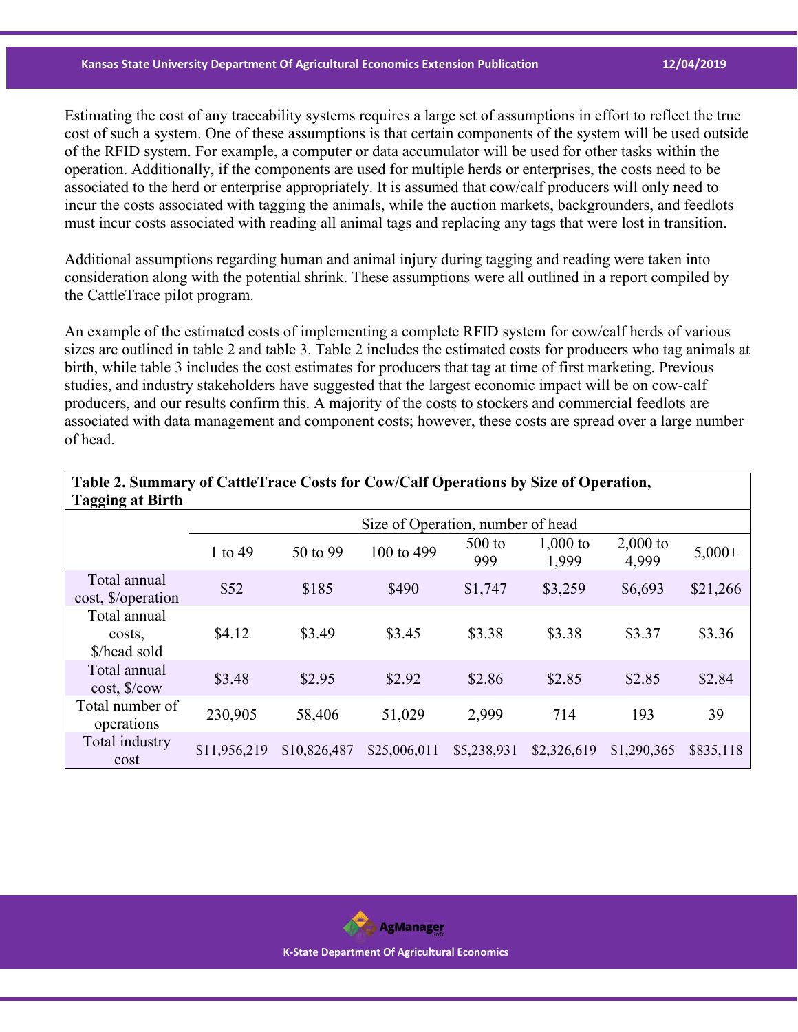Estimating the cost of any traceability systems requires a large set of assumptions in effort to reflect the true cost of such a system. One of these assumptions is that certain components of the system will be used outside of the RFID system. For example, a computer or data accumulator will be used for other tasks within the operation. Additionally, if the components are used for multiple herds or enterprises, the costs need to be associated to the herd or enterprise appropriately. It is assumed that cow/calf producers will only need to incur the costs associated with tagging the animals, while the auction markets, backgrounders, and feedlots must incur costs associated with reading all animal tags and replacing any tags that were lost in transition.

Additional assumptions regarding human and animal injury during tagging and reading were taken into consideration along with the potential shrink. These assumptions were all outlined in a report compiled by the CattleTrace pilot program.

An example of the estimated costs of implementing a complete RFID system for cow/calf herds of various sizes are outlined in table 2 and table 3. Table 2 includes the estimated costs for producers who tag animals at birth, while table 3 includes the cost estimates for producers that tag at time of first marketing. Previous studies, and industry stakeholders have suggested that the largest economic impact will be on cow-calf producers, and our results confirm this. A majority of the costs to stockers and commercial feedlots are associated with data management and component costs; however, these costs are spread over a large number of head.

**Table 2. Summary of CattleTrace Costs for Cow/Calf Operations by Size of Operation, Tagging at Birth**

| | Size of Operation, number of head | | | | | | |
|---|---|---|---|---|---|---|---|
| | 1 to 49 | 50 to 99 | 100 to 499 | 500 to 999 | 1,000 to 1,999 | 2,000 to 4,999 | 5,000+ |
| Total annual cost, $/operation | $52 | $185 | $490 | $1,747 | $3,259 | $6,693 | $21,266 |
| Total annual costs, $/head sold | $4.12 | $3.49 | $3.45 | $3.38 | $3.38 | $3.37 | $3.36 |
| Total annual cost, $/cow | $3.48 | $2.95 | $2.92 | $2.86 | $2.85 | $2.85 | $2.84 |
| Total number of operations | 230,905 | 58,406 | 51,029 | 2,999 | 714 | 193 | 39 |
| Total industry cost | $11,956,219 | $10,826,487 | $25,006,011 | $5,238,931 | $2,326,619 | $1,290,365 | $835,118 |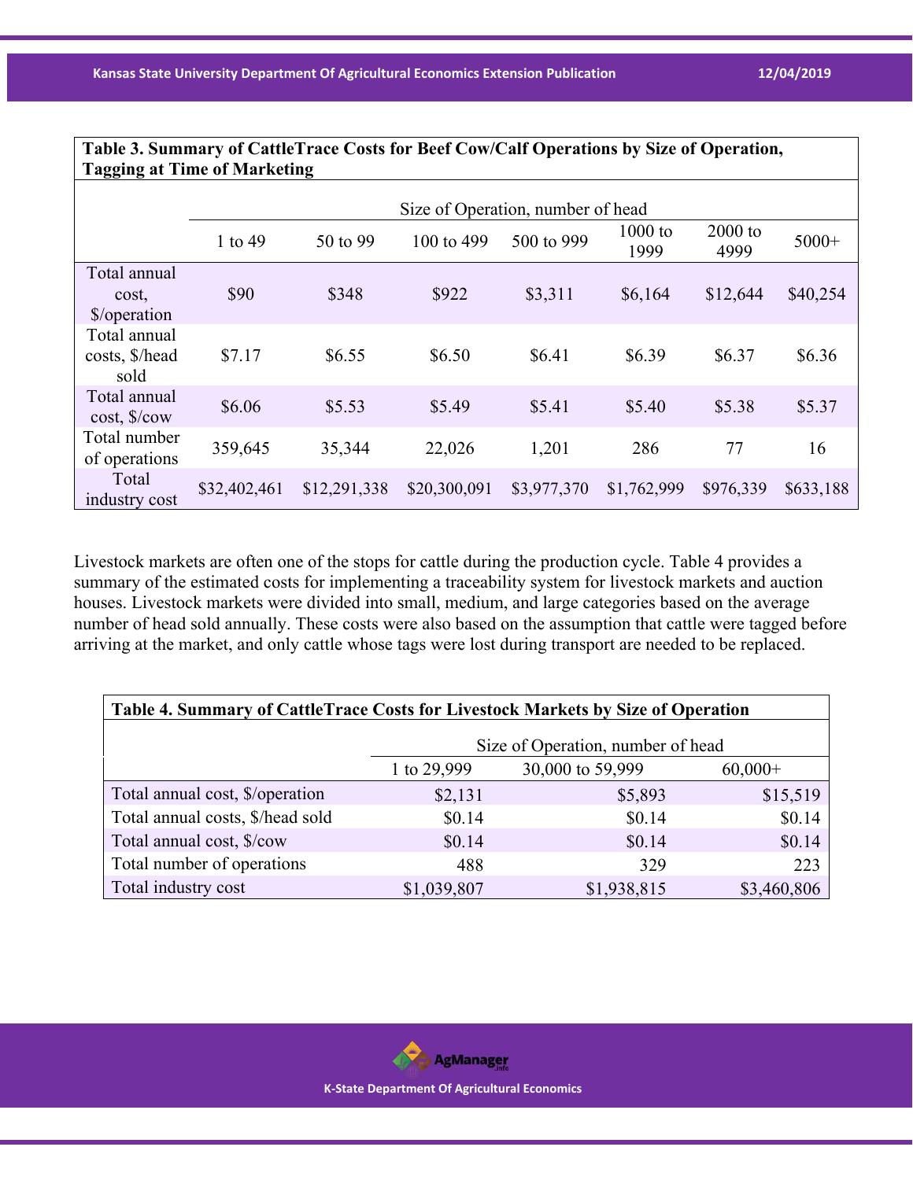**Table 3. Summary of CattleTrace Costs for Beef Cow/Calf Operations by Size of Operation, Tagging at Time of Marketing**

| | Size of Operation, number of head | | | | | | |
|---|---|---|---|---|---|---|---|
| | 1 to 49 | 50 to 99 | 100 to 499 | 500 to 999 | 1000 to 1999 | 2000 to 4999 | 5000+ |
| Total annual cost, $/operation | $90 | $348 | $922 | $3,311 | $6,164 | $12,644 | $40,254 |
| Total annual costs, $/head sold | $7.17 | $6.55 | $6.50 | $6.41 | $6.39 | $6.37 | $6.36 |
| Total annual cost, $/cow | $6.06 | $5.53 | $5.49 | $5.41 | $5.40 | $5.38 | $5.37 |
| Total number of operations | 359,645 | 35,344 | 22,026 | 1,201 | 286 | 77 | 16 |
| Total industry cost | $32,402,461 | $12,291,338 | $20,300,091 | $3,977,370 | $1,762,999 | $976,339 | $633,188 |

Livestock markets are often one of the stops for cattle during the production cycle. Table 4 provides a summary of the estimated costs for implementing a traceability system for livestock markets and auction houses. Livestock markets were divided into small, medium, and large categories based on the average number of head sold annually. These costs were also based on the assumption that cattle were tagged before arriving at the market, and only cattle whose tags were lost during transport are needed to be replaced.

**Table 4. Summary of CattleTrace Costs for Livestock Markets by Size of Operation**

| | Size of Operation, number of head | | |
|---|---|---|---|
| | 1 to 29,999 | 30,000 to 59,999 | 60,000+ |
| Total annual cost, $/operation | $2,131 | $5,893 | $15,519 |
| Total annual costs, $/head sold | $0.14 | $0.14 | $0.14 |
| Total annual cost, $/cow | $0.14 | $0.14 | $0.14 |
| Total number of operations | 488 | 329 | 223 |
| Total industry cost | $1,039,807 | $1,938,815 | $3,460,806 |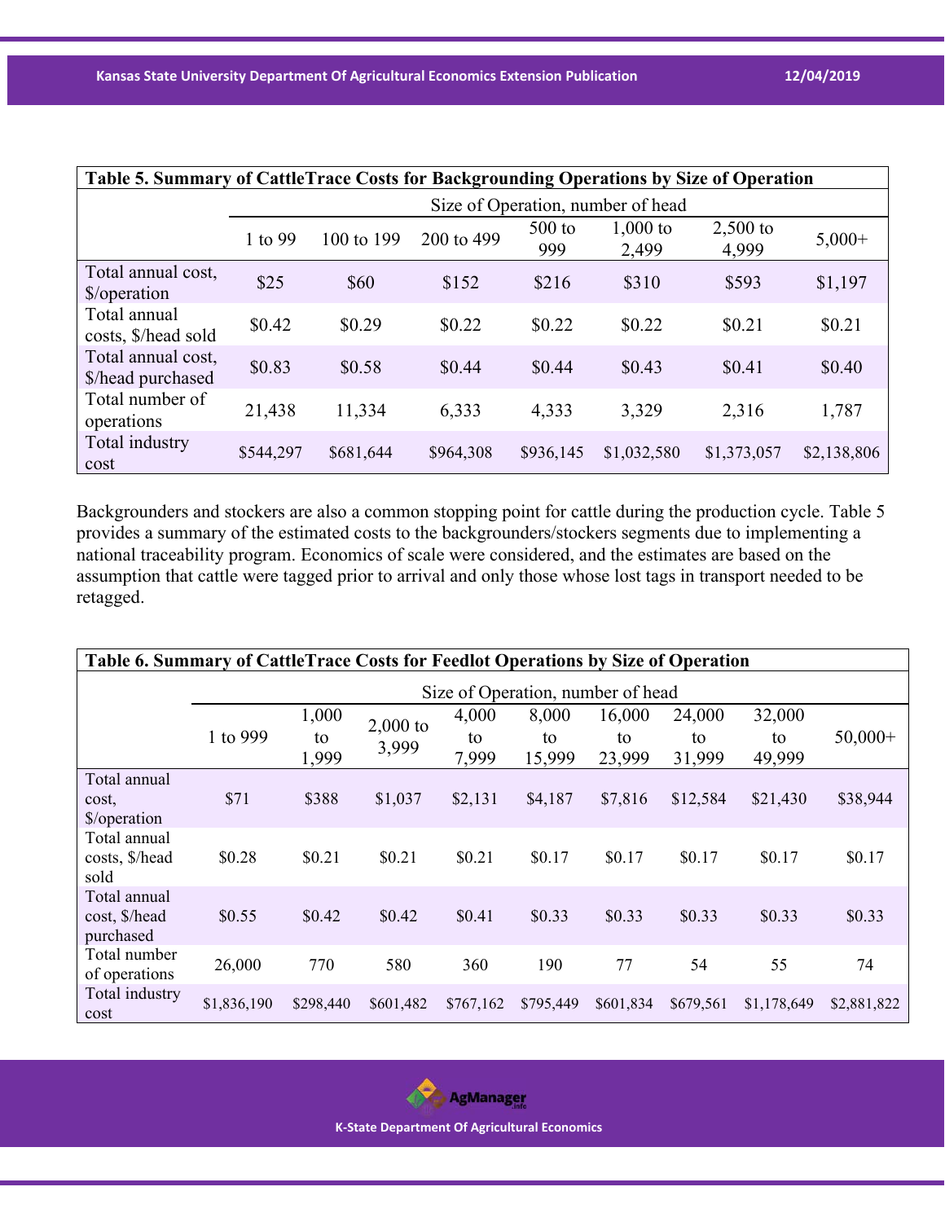| Table 5. Summary of CattleTrace Costs for Backgrounding Operations by Size of Operation | | | | | | | |
|---|---|---|---|---|---|---|---|
| | Size of Operation, number of head | | | | | | |
| | 1 to 99 | 100 to 199 | 200 to 499 | 500 to 999 | 1,000 to 2,499 | 2,500 to 4,999 | 5,000+ |
| Total annual cost, $/operation | $25 | $60 | $152 | $216 | $310 | $593 | $1,197 |
| Total annual costs, $/head sold | $0.42 | $0.29 | $0.22 | $0.22 | $0.22 | $0.21 | $0.21 |
| Total annual cost, $/head purchased | $0.83 | $0.58 | $0.44 | $0.44 | $0.43 | $0.41 | $0.40 |
| Total number of operations | 21,438 | 11,334 | 6,333 | 4,333 | 3,329 | 2,316 | 1,787 |
| Total industry cost | $544,297 | $681,644 | $964,308 | $936,145 | $1,032,580 | $1,373,057 | $2,138,806 |

Backgrounders and stockers are also a common stopping point for cattle during the production cycle. Table 5 provides a summary of the estimated costs to the backgrounders/stockers segments due to implementing a national traceability program. Economics of scale were considered, and the estimates are based on the assumption that cattle were tagged prior to arrival and only those whose lost tags in transport needed to be retagged.

| Table 6. Summary of CattleTrace Costs for Feedlot Operations by Size of Operation | | | | | | | | | |
|---|---|---|---|---|---|---|---|---|---|
| | Size of Operation, number of head | | | | | | | | |
| | 1 to 999 | 1,000 to 1,999 | 2,000 to 3,999 | 4,000 to 7,999 | 8,000 to 15,999 | 16,000 to 23,999 | 24,000 to 31,999 | 32,000 to 49,999 | 50,000+ |
| Total annual cost, $/operation | $71 | $388 | $1,037 | $2,131 | $4,187 | $7,816 | $12,584 | $21,430 | $38,944 |
| Total annual costs, $/head sold | $0.28 | $0.21 | $0.21 | $0.21 | $0.17 | $0.17 | $0.17 | $0.17 | $0.17 |
| Total annual cost, $/head purchased | $0.55 | $0.42 | $0.42 | $0.41 | $0.33 | $0.33 | $0.33 | $0.33 | $0.33 |
| Total number of operations | 26,000 | 770 | 580 | 360 | 190 | 77 | 54 | 55 | 74 |
| Total industry cost | $1,836,190 | $298,440 | $601,482 | $767,162 | $795,449 | $601,834 | $679,561 | $1,178,649 | $2,881,822 |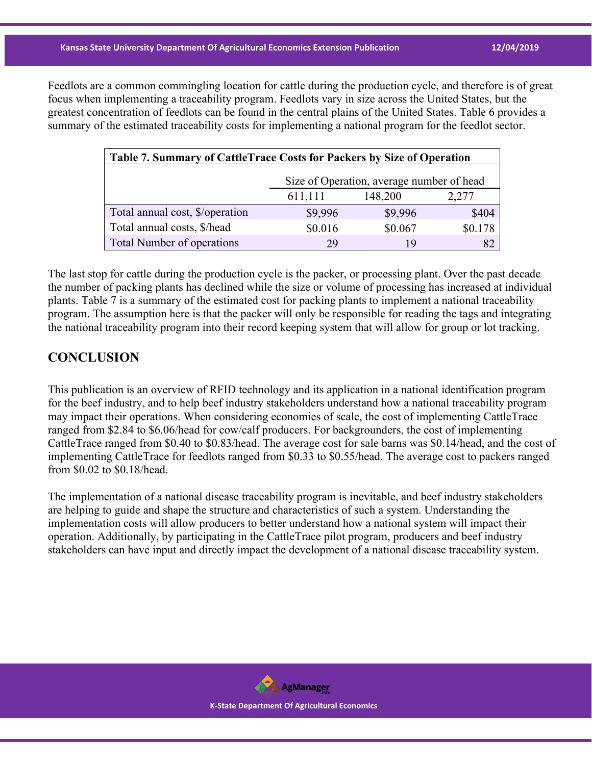Feedlots are a common commingling location for cattle during the production cycle, and therefore is of great focus when implementing a traceability program. Feedlots vary in size across the United States, but the greatest concentration of feedlots can be found in the central plains of the United States. Table 6 provides a summary of the estimated traceability costs for implementing a national program for the feedlot sector.

**Table 7. Summary of CattleTrace Costs for Packers by Size of Operation**

| | Size of Operation, average number of head | | |
|---|---|---|---|
| | 611,111 | 148,200 | 2,277 |
| Total annual cost, $/operation | $9,996 | $9,996 | $404 |
| Total annual costs, $/head | $0.016 | $0.067 | $0.178 |
| Total Number of operations | 29 | 19 | 82 |

The last stop for cattle during the production cycle is the packer, or processing plant. Over the past decade the number of packing plants has declined while the size or volume of processing has increased at individual plants. Table 7 is a summary of the estimated cost for packing plants to implement a national traceability program. The assumption here is that the packer will only be responsible for reading the tags and integrating the national traceability program into their record keeping system that will allow for group or lot tracking.

## CONCLUSION

This publication is an overview of RFID technology and its application in a national identification program for the beef industry, and to help beef industry stakeholders understand how a national traceability program may impact their operations. When considering economies of scale, the cost of implementing CattleTrace ranged from $2.84 to $6.06/head for cow/calf producers. For backgrounders, the cost of implementing CattleTrace ranged from $0.40 to $0.83/head. The average cost for sale barns was $0.14/head, and the cost of implementing CattleTrace for feedlots ranged from $0.33 to $0.55/head. The average cost to packers ranged from $0.02 to $0.18/head.

The implementation of a national disease traceability program is inevitable, and beef industry stakeholders are helping to guide and shape the structure and characteristics of such a system. Understanding the implementation costs will allow producers to better understand how a national system will impact their operation. Additionally, by participating in the CattleTrace pilot program, producers and beef industry stakeholders can have input and directly impact the development of a national disease traceability system.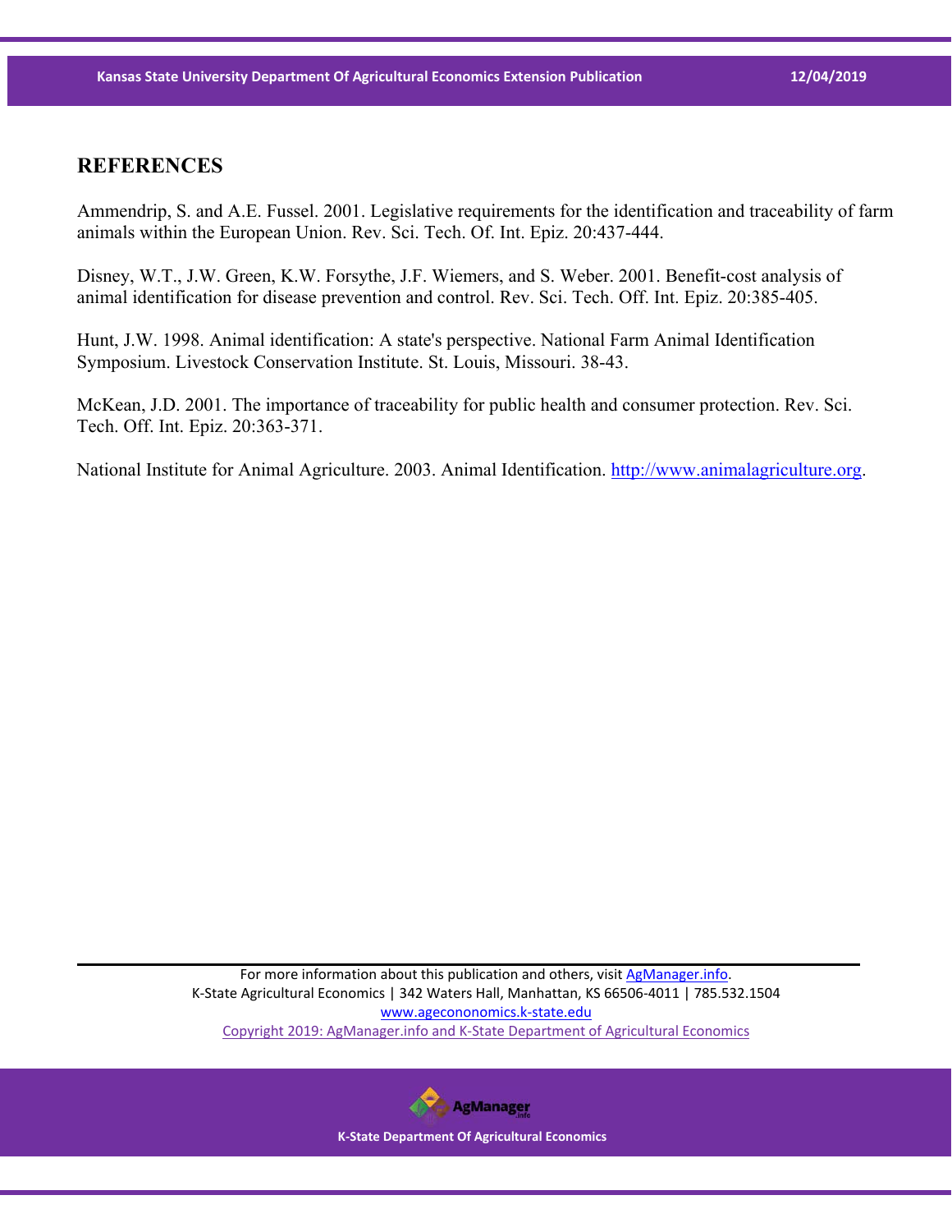## REFERENCES

Ammendrip, S. and A.E. Fussel. 2001. Legislative requirements for the identification and traceability of farm animals within the European Union. Rev. Sci. Tech. Of. Int. Epiz. 20:437-444.

Disney, W.T., J.W. Green, K.W. Forsythe, J.F. Wiemers, and S. Weber. 2001. Benefit-cost analysis of animal identification for disease prevention and control. Rev. Sci. Tech. Off. Int. Epiz. 20:385-405.

Hunt, J.W. 1998. Animal identification: A state's perspective. National Farm Animal Identification Symposium. Livestock Conservation Institute. St. Louis, Missouri. 38-43.

McKean, J.D. 2001. The importance of traceability for public health and consumer protection. Rev. Sci. Tech. Off. Int. Epiz. 20:363-371.

National Institute for Animal Agriculture. 2003. Animal Identification. http://www.animalagriculture.org.